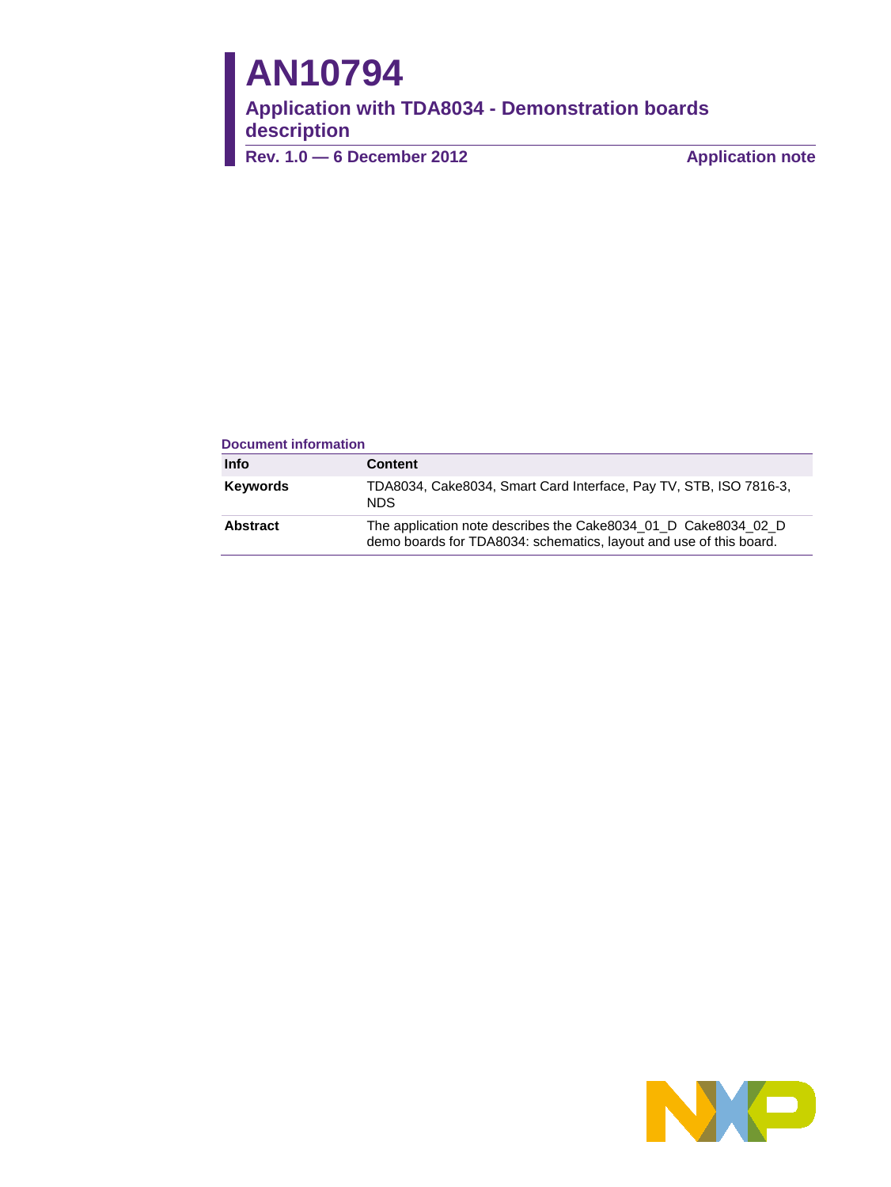# AN10794

## Application with TDA8034 - Demonstration boards description

**Rev. 1.0 — 6 December 2012** **Application note**

**Document information**

| Info | Content |
|---|---|
| **Keywords** | TDA8034, Cake8034, Smart Card Interface, Pay TV, STB, ISO 7816-3, NDS |
| **Abstract** | The application note describes the Cake8034_01_D Cake8034_02_D demo boards for TDA8034: schematics, layout and use of this board. |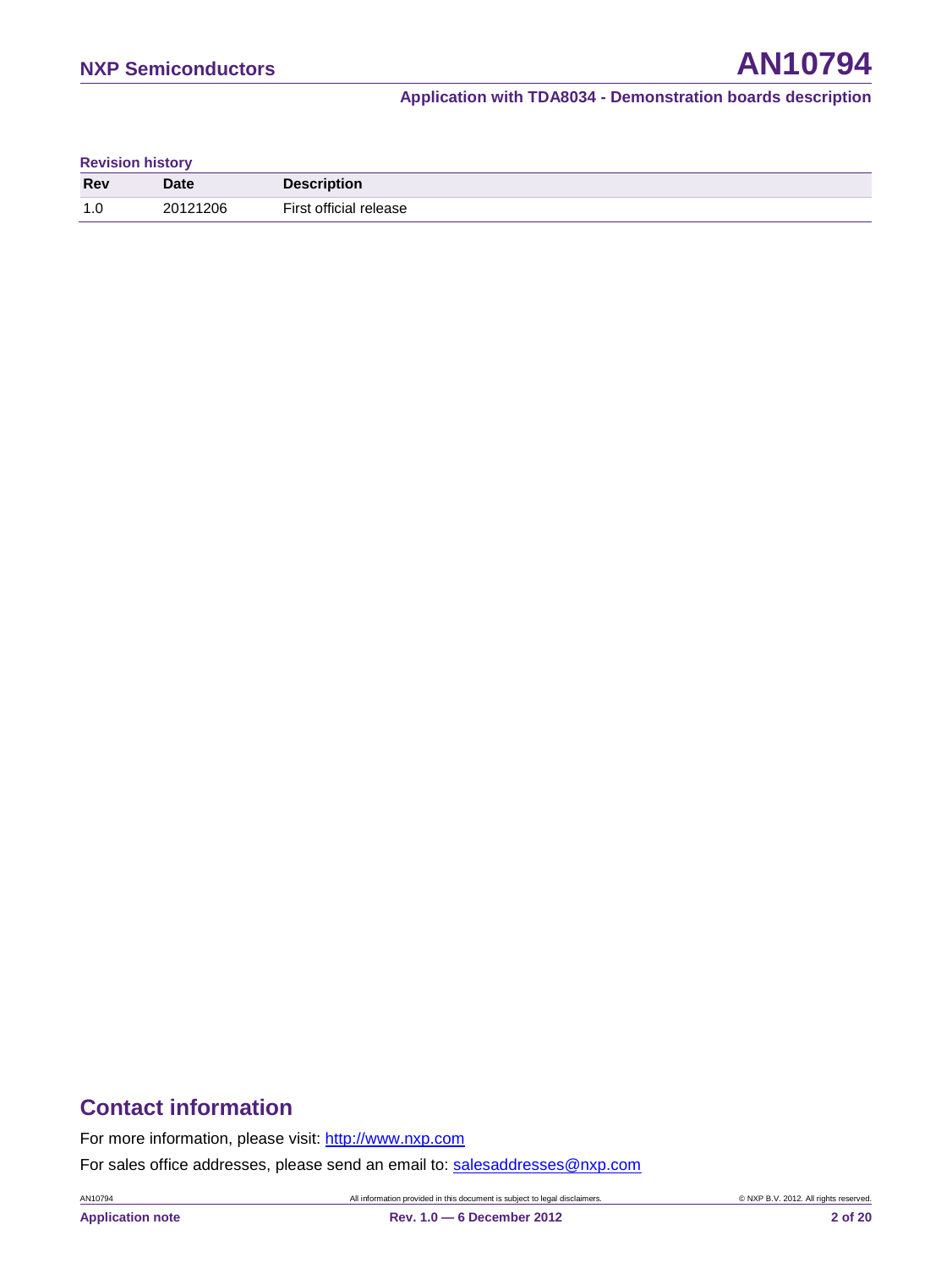**Revision history**

| Rev | Date | Description |
| --- | --- | --- |
| 1.0 | 20121206 | First official release |

# Contact information

For more information, please visit: http://www.nxp.com

For sales office addresses, please send an email to: salesaddresses@nxp.com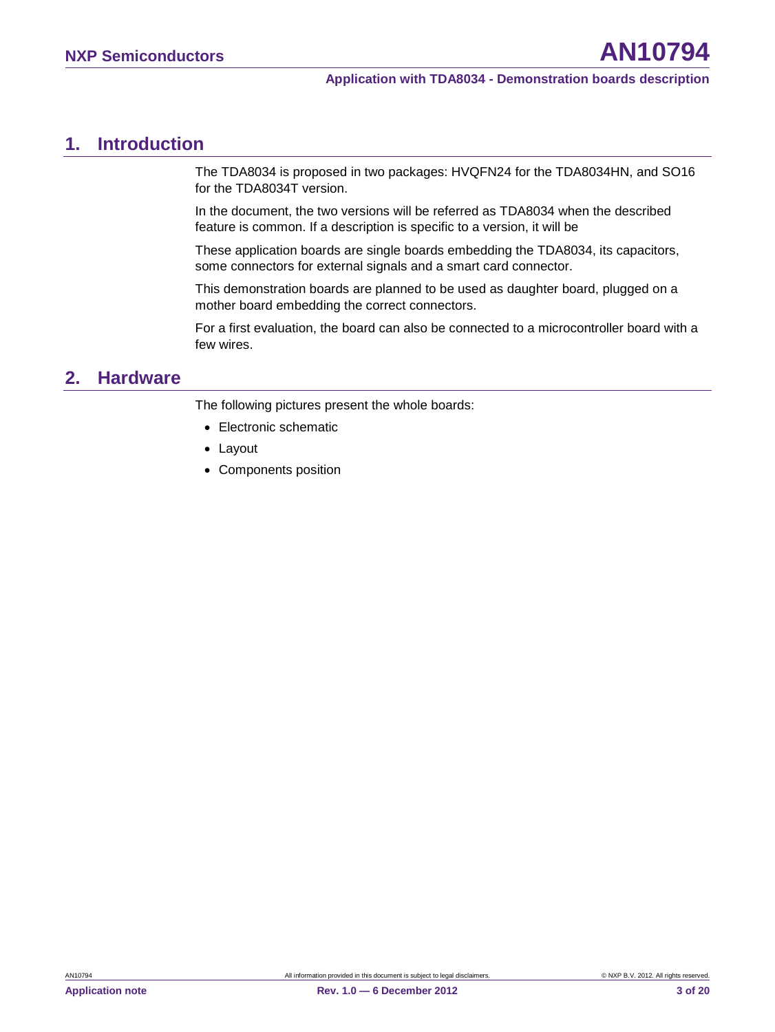# 1. Introduction

The TDA8034 is proposed in two packages: HVQFN24 for the TDA8034HN, and SO16 for the TDA8034T version.

In the document, the two versions will be referred as TDA8034 when the described feature is common. If a description is specific to a version, it will be

These application boards are single boards embedding the TDA8034, its capacitors, some connectors for external signals and a smart card connector.

This demonstration boards are planned to be used as daughter board, plugged on a mother board embedding the correct connectors.

For a first evaluation, the board can also be connected to a microcontroller board with a few wires.

# 2. Hardware

The following pictures present the whole boards:

- Electronic schematic
- Layout
- Components position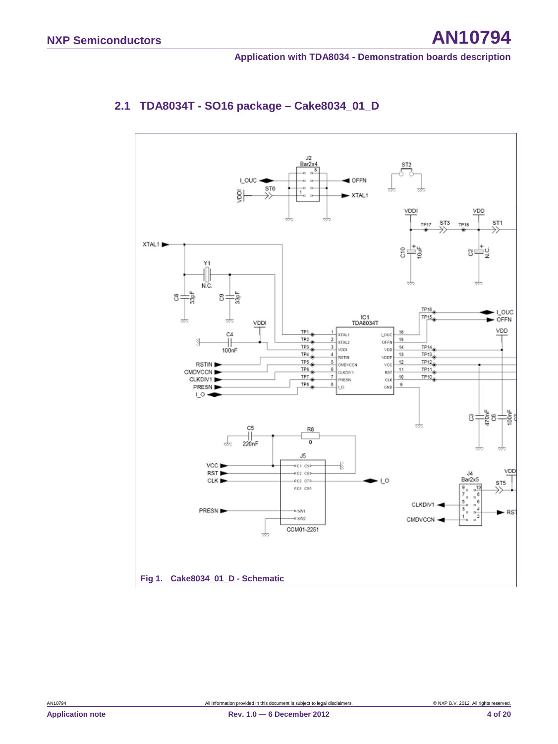## 2.1 TDA8034T - SO16 package – Cake8034_01_D

Fig 1. Cake8034_01_D - Schematic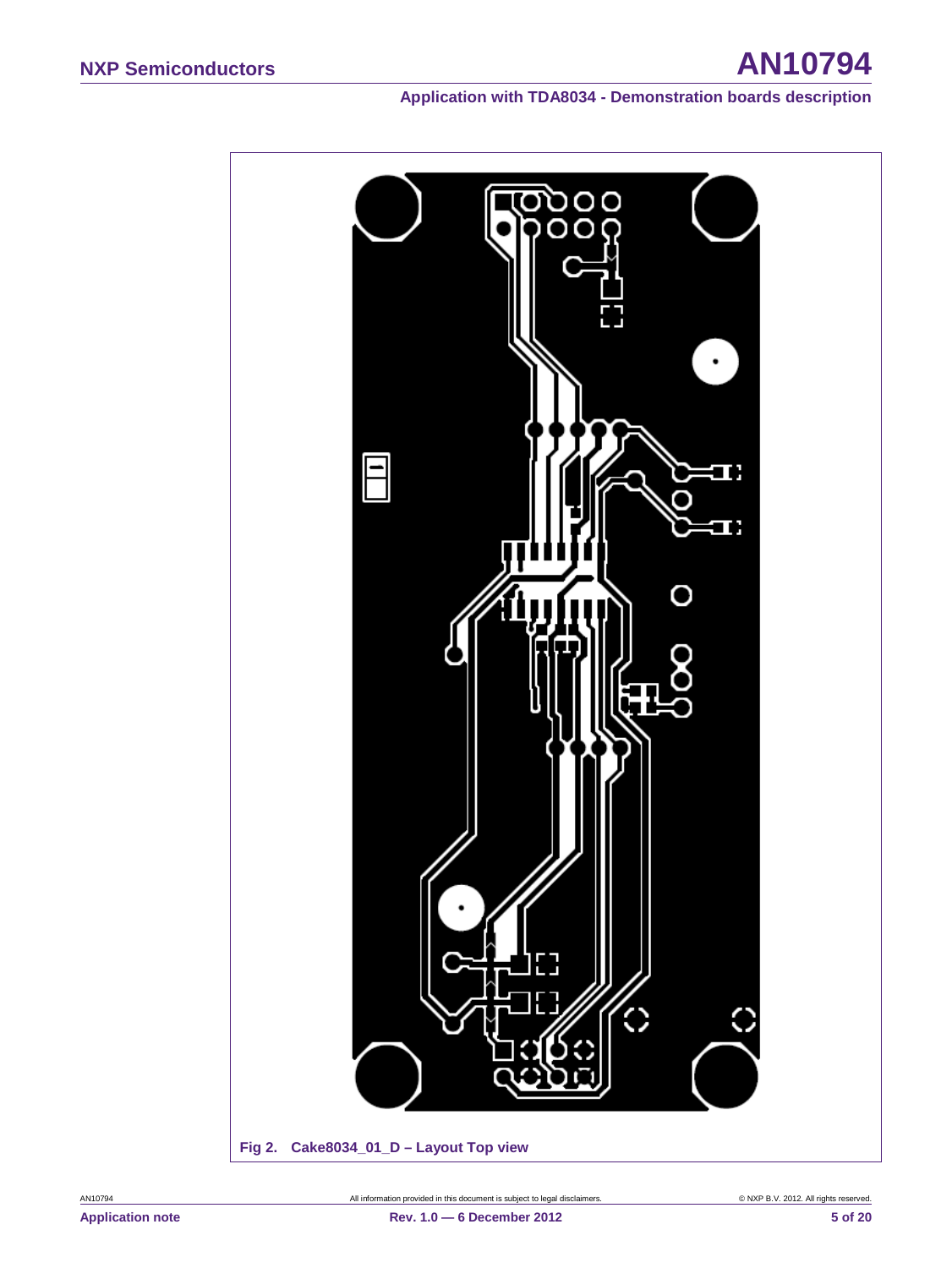Fig 2. Cake8034_01_D – Layout Top view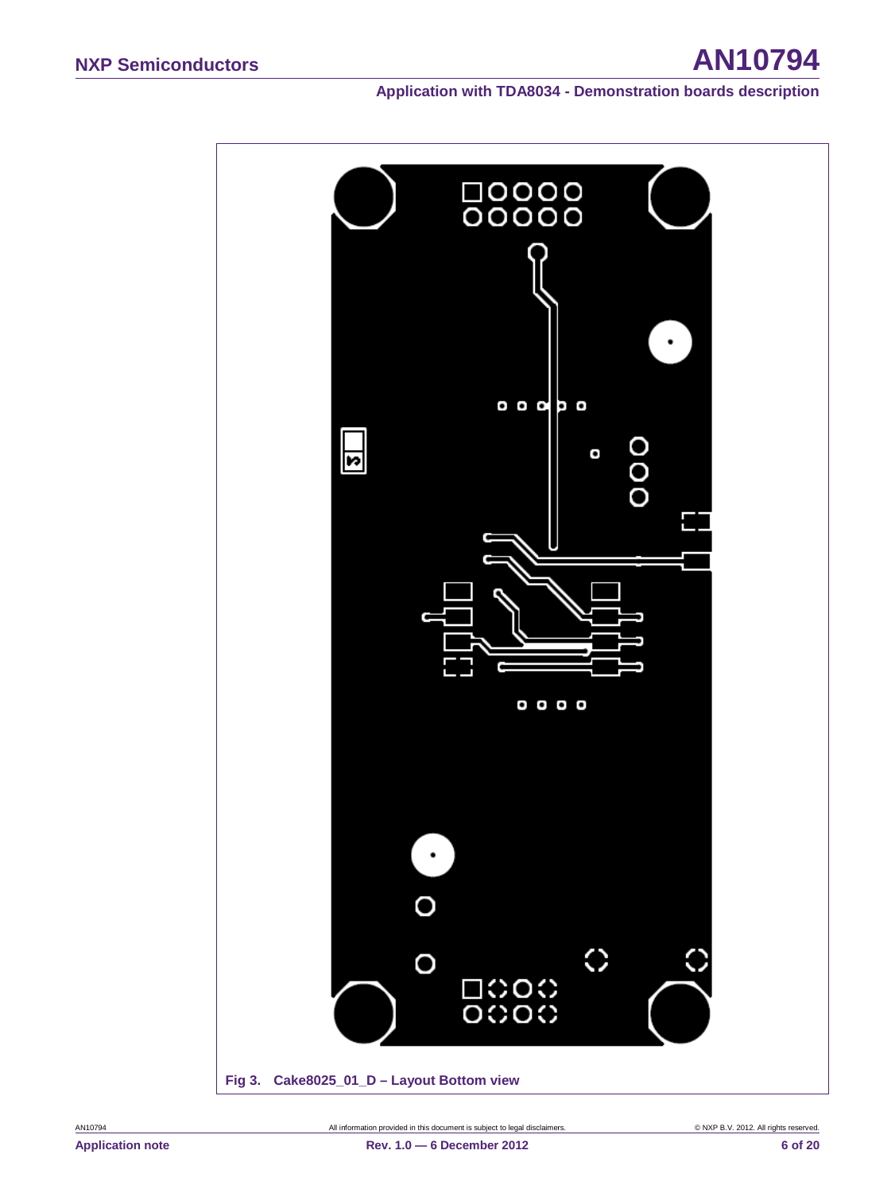Fig 3. Cake8025_01_D – Layout Bottom view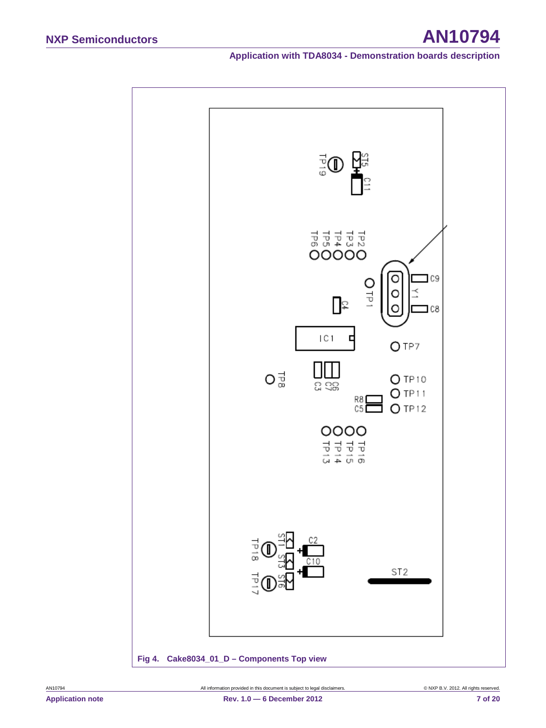Fig 4. Cake8034_01_D – Components Top view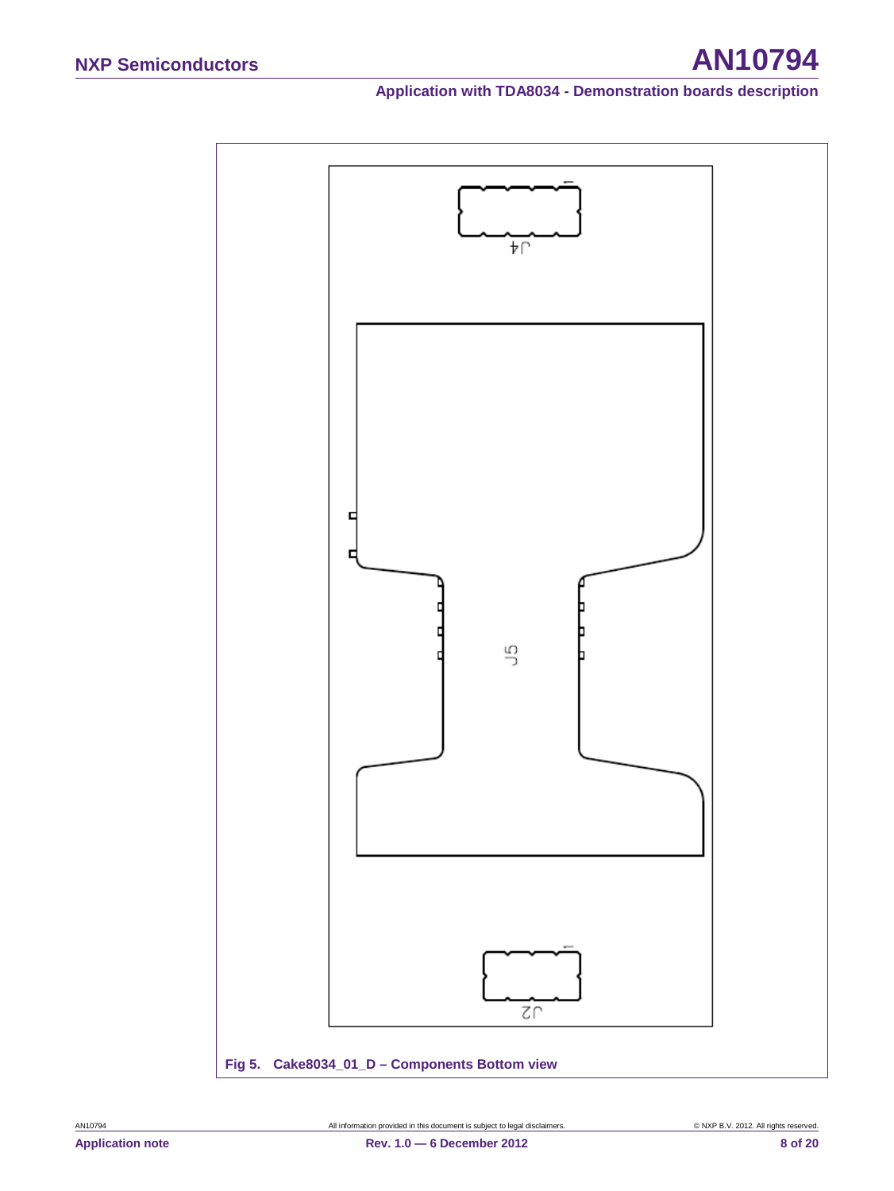Fig 5. Cake8034_01_D – Components Bottom view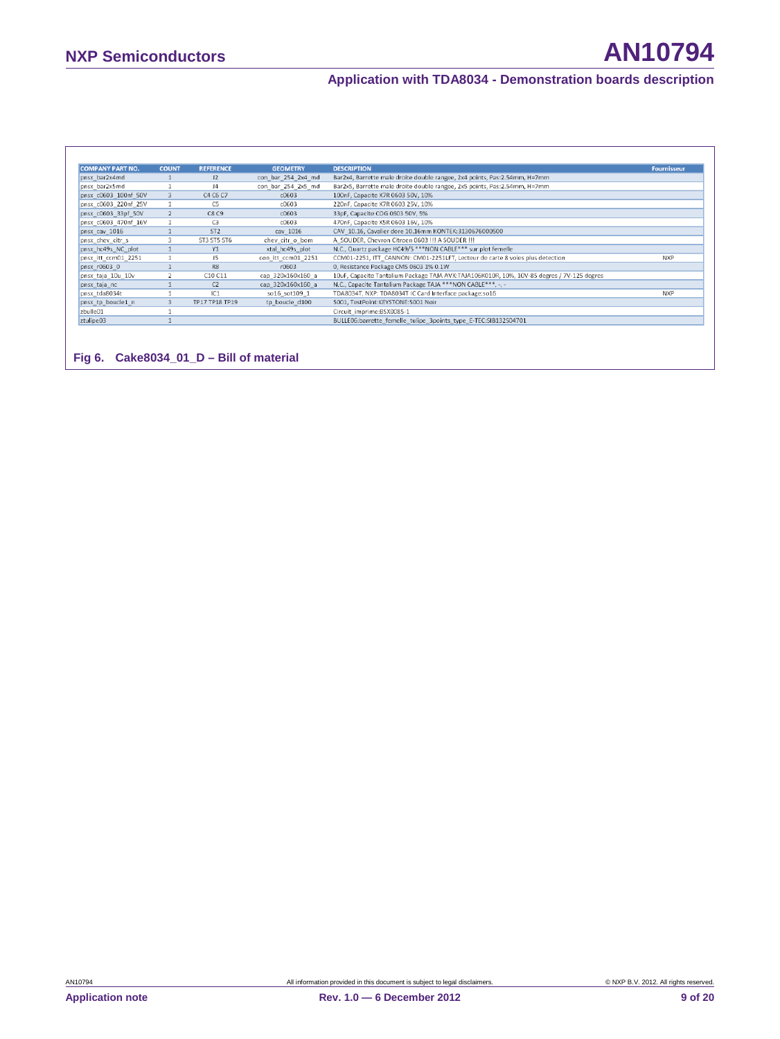| COMPANY PART NO. | COUNT | REFERENCE | GEOMETRY | DESCRIPTION | Fournisseur |
|---|---|---|---|---|---|
| pnsx_bar2x4md | 1 | J2 | con_bar_254_2x4_md | Bar2x4, Barrette male droite double rangee, 2x4 points, Pas:2.54mm, H=7mm | |
| pnsx_bar2x5md | 1 | J4 | con_bar_254_2x5_md | Bar2x5, Barrette male droite double rangee, 2x5 points, Pas:2.54mm, H=7mm | |
| pnsx_c0603_100nf_50V | 3 | C4 C6 C7 | c0603 | 100nF, Capacite X7R 0603 50V, 10% | |
| pnsx_c0603_220nf_25V | 1 | C5 | c0603 | 220nF, Capacite X7R 0603 25V, 10% | |
| pnsx_c0603_33pf_50V | 2 | C8 C9 | c0603 | 33pF, Capacite COG 0603 50V, 5% | |
| pnsx_c0603_470nf_16V | 1 | C3 | c0603 | 470nF, Capacite X5R 0603 16V, 10% | |
| pnsx_cav_1016 | 1 | ST2 | cav_1016 | CAV_10.16, Cavalier dore 10.16mm KONTEK:3130676000500 | |
| pnsx_chev_citr_s | 3 | ST3 ST5 ST6 | chev_citr_o_bom | A_SOUDER, Chevron Citroen 0603 !!! A SOUDER !!! | |
| pnsx_hc49s_NC_plot | 1 | Y1 | xtal_hc49s_plot | N.C., Quartz package HC49/S ***NON CABLE*** sur plot femelle | |
| pnsx_itt_ccm01_2251 | 1 | J5 | con_itt_ccm01_2251 | CCM01-2251, ITT_CANNON: CM01-2251LFT, Lecteur de carte 8 voies plus detection | NXP |
| pnsx_r0603_0 | 1 | R8 | r0603 | 0, Resistance Package CMS 0603 1% 0.1W | |
| pnsx_taja_10u_10v | 2 | C10 C11 | cap_320x160x160_a | 10uF, Capacite Tantalium Package TAJA AVX:TAJA106K010R, 10%, 10V-85 degres / 7V-125 degres | |
| pnsx_taja_nc | 1 | C2 | cap_320x160x160_a | N.C., Capacite Tantalium Package TAJA ***NON CABLE***, -, - | |
| pnsx_tda8034t | 1 | IC1 | so16_sot109_1 | TDA8034T, NXP: TDA8034T IC Card Interface package:so16 | NXP |
| pnsx_tp_boucle1_n | 3 | TP17 TP18 TP19 | tp_boucle_d100 | 5001, TestPoint:KEYSTONE:5001 Noir | |
| zbulle01 | 1 | | | Circuit_imprime:BSX0085-1 | |
| ztulipe03 | 1 | | | BULLE06:barrette_femelle_tulipe_3points_type_E-TEC:SIB132504701 | |

**Fig 6. Cake8034_01_D – Bill of material**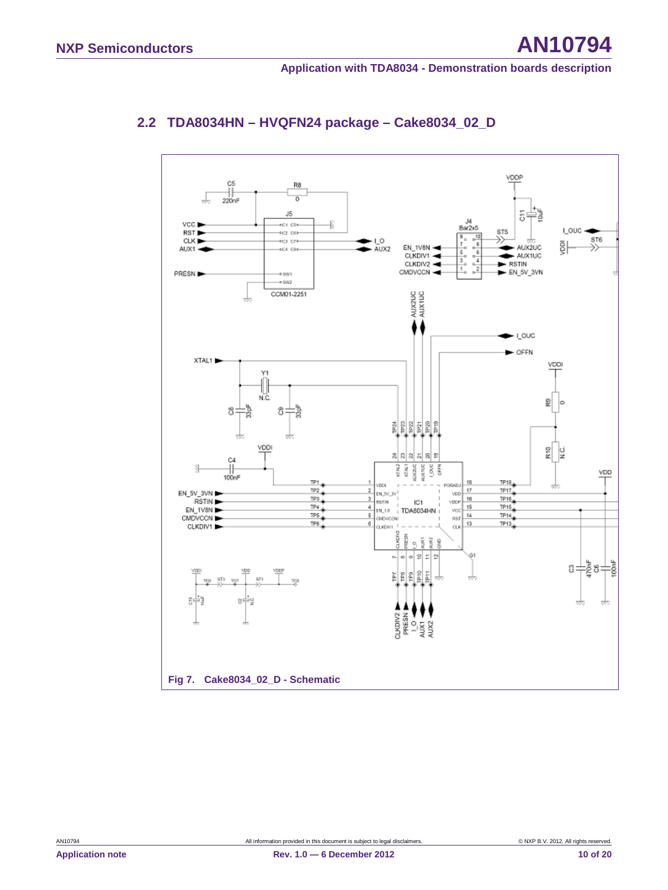## 2.2 TDA8034HN – HVQFN24 package – Cake8034_02_D

Fig 7. Cake8034_02_D - Schematic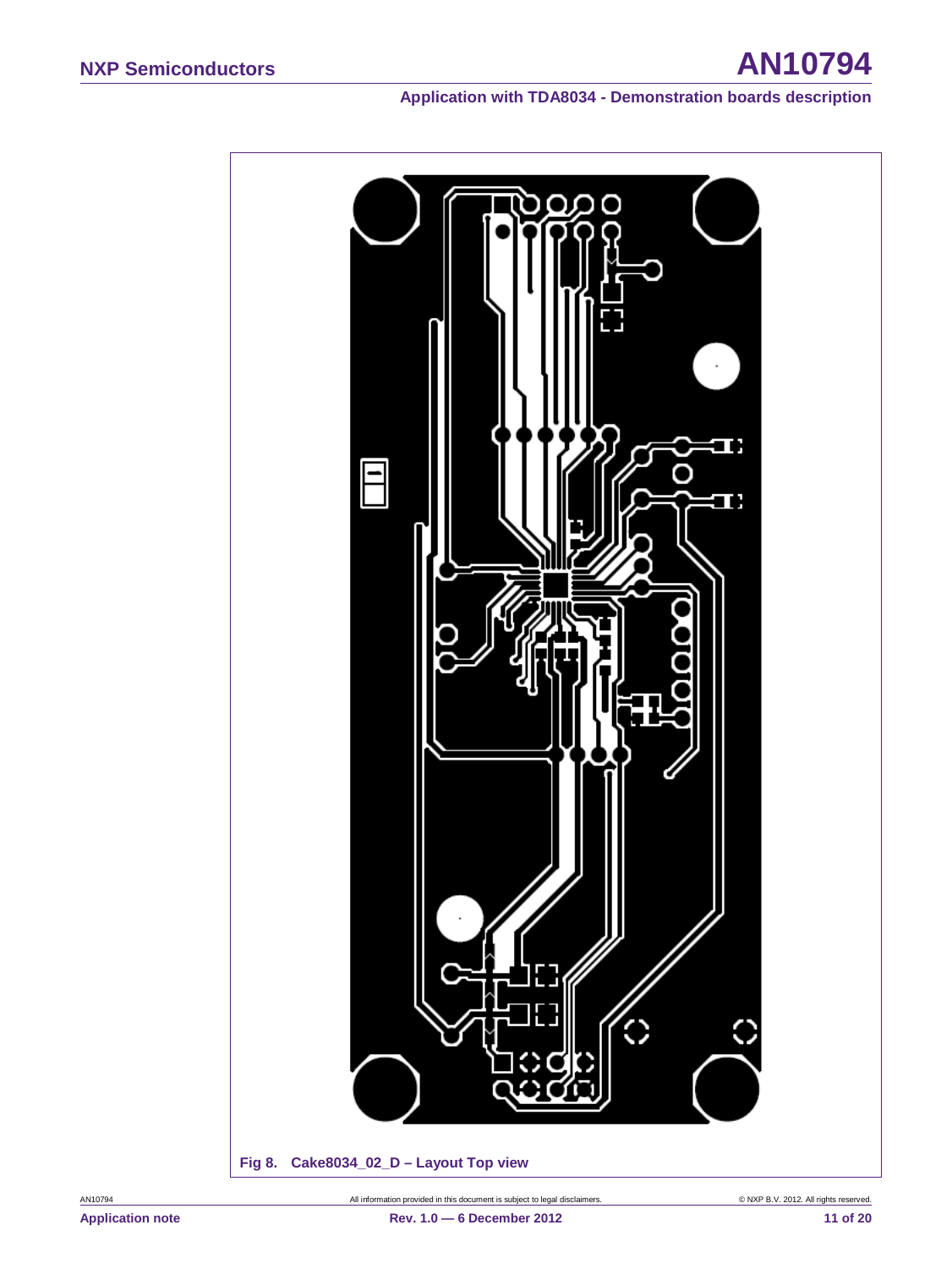**Fig 8. Cake8034_02_D – Layout Top view**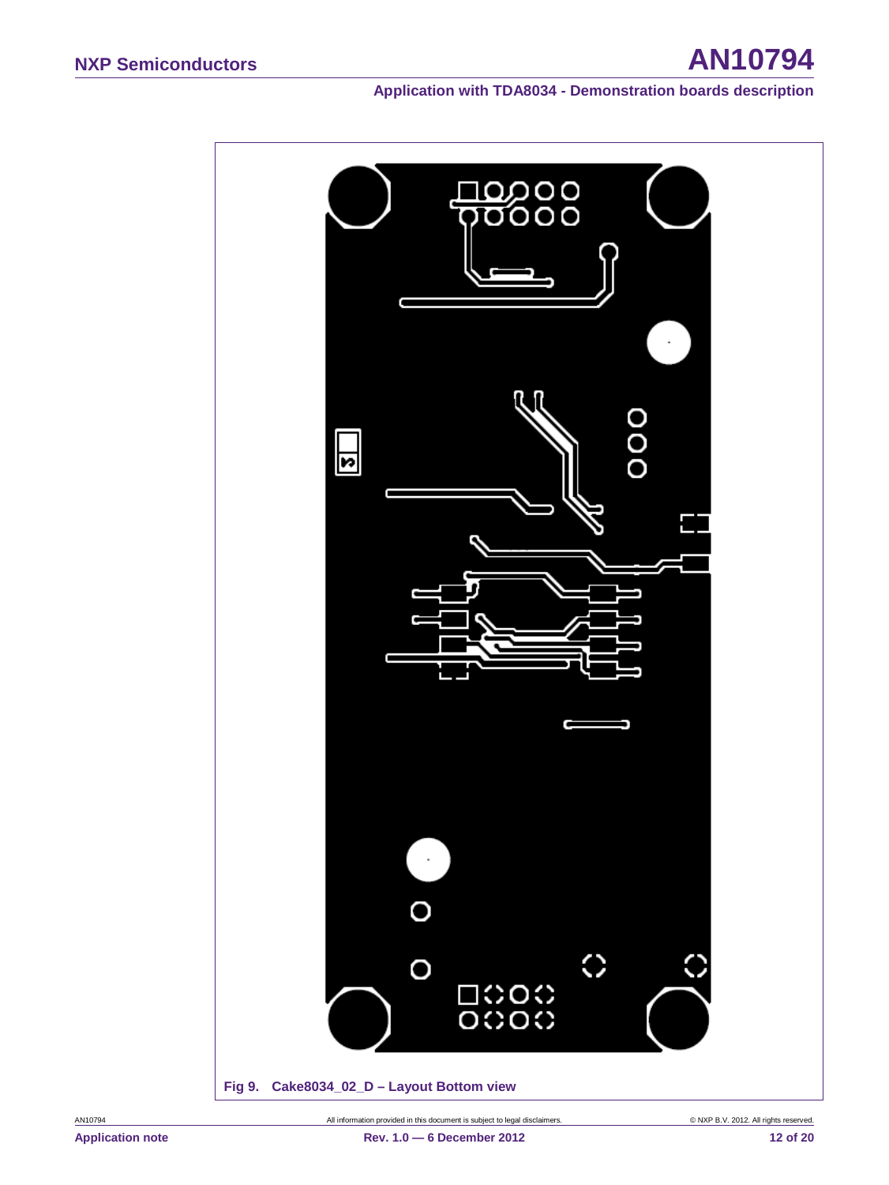Fig 9. Cake8034_02_D – Layout Bottom view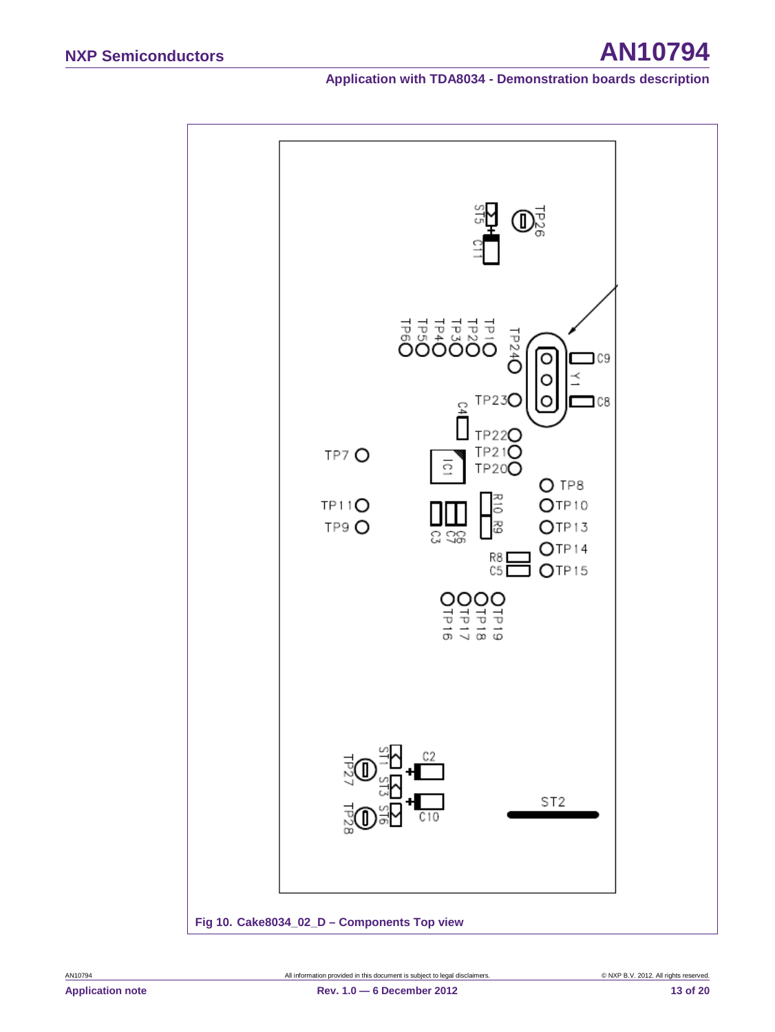Fig 10. Cake8034_02_D – Components Top view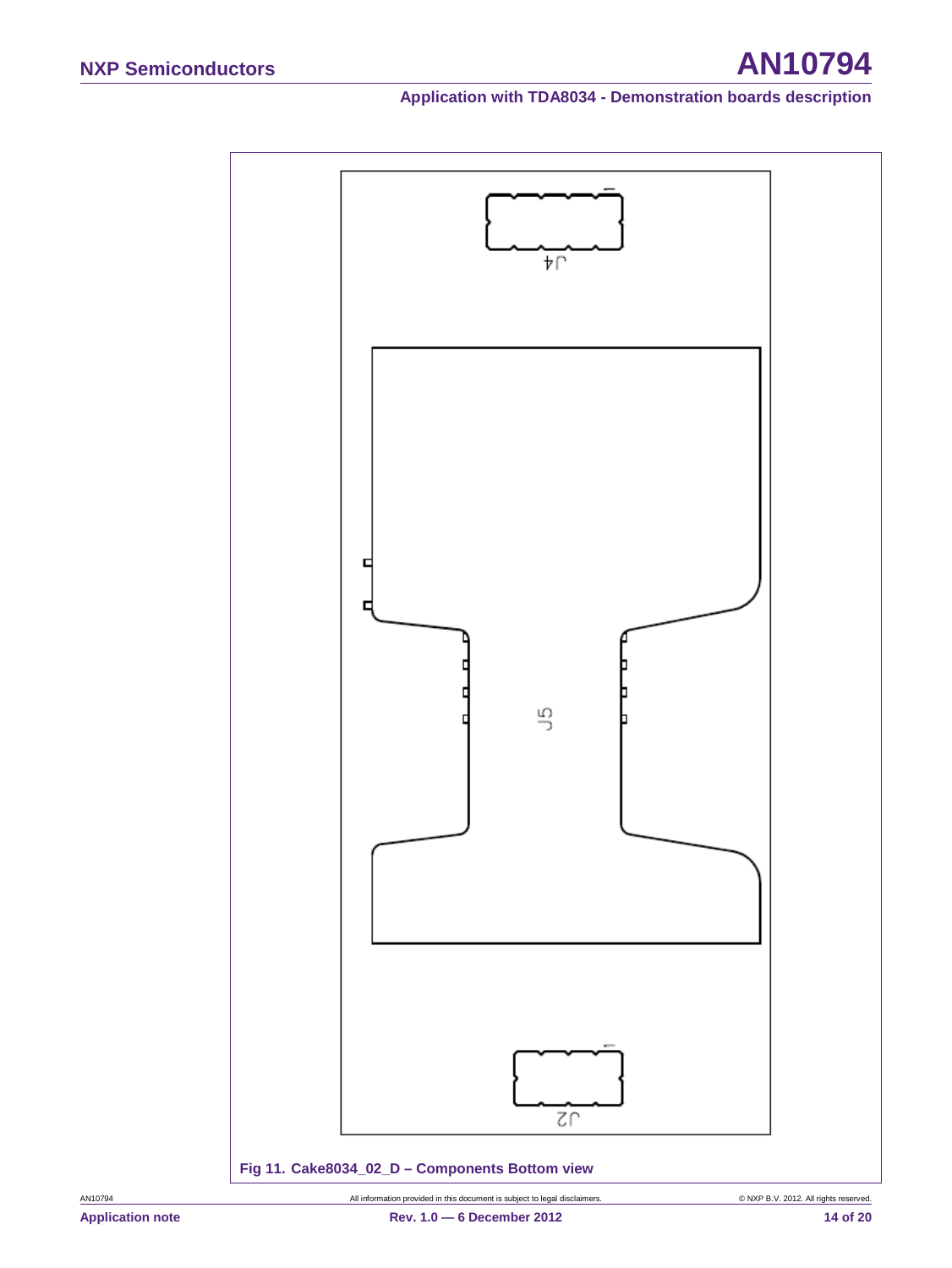Fig 11. Cake8034_02_D – Components Bottom view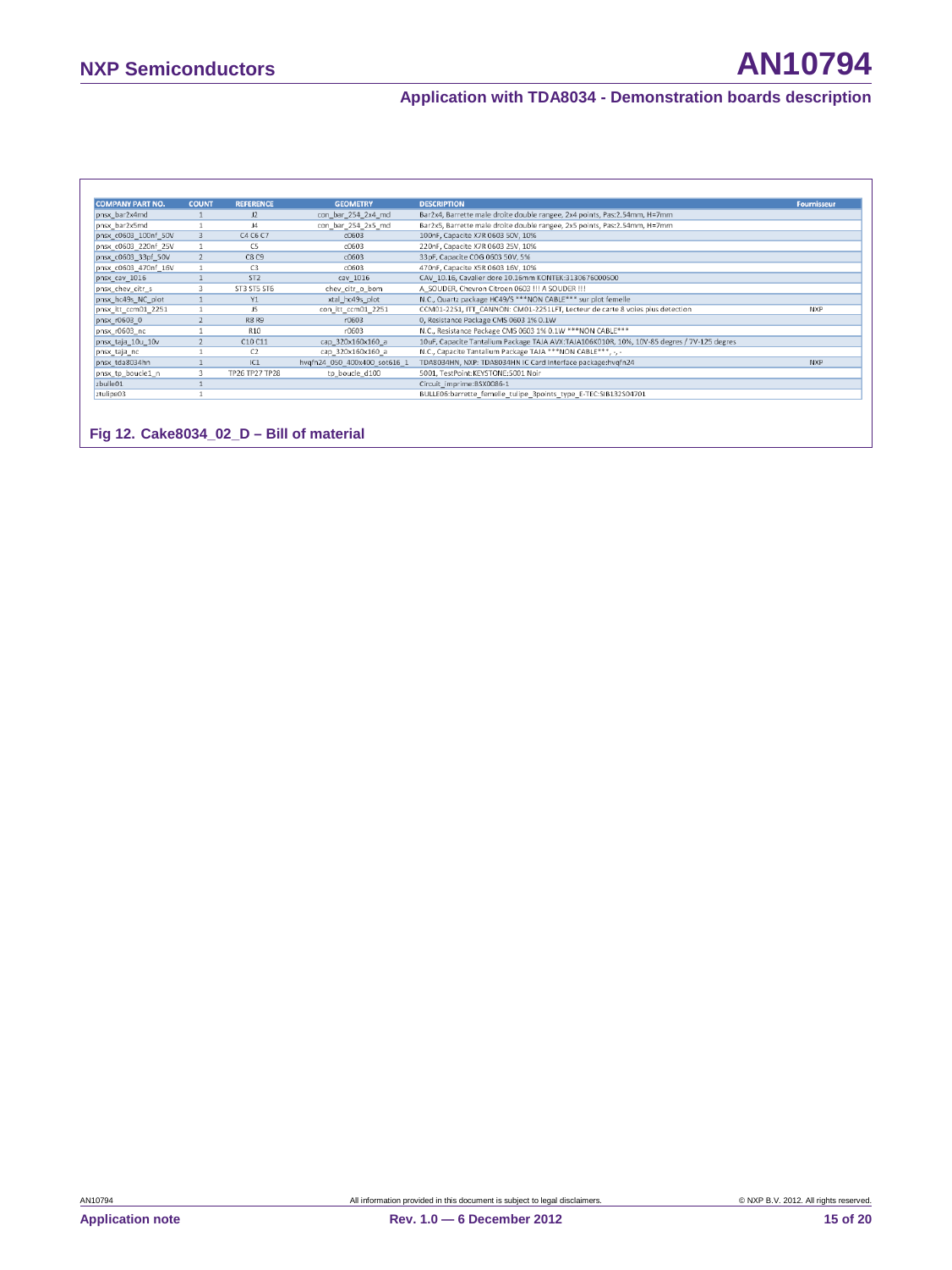| COMPANY PART NO. | COUNT | REFERENCE | GEOMETRY | DESCRIPTION | Fournisseur |
|---|---|---|---|---|---|
| pnsx_bar2x4md | 1 | J2 | con_bar_254_2x4_md | Bar2x4, Barrette male droite double rangee, 2x4 points, Pas:2.54mm, H=7mm | |
| pnsx_bar2x5md | 1 | J4 | con_bar_254_2x5_md | Bar2x5, Barrette male droite double rangee, 2x5 points, Pas:2.54mm, H=7mm | |
| pnsx_c0603_100nf_50V | 3 | C4 C6 C7 | c0603 | 100nF, Capacite X7R 0603 50V, 10% | |
| pnsx_c0603_220nf_25V | 1 | C5 | c0603 | 220nF, Capacite X7R 0603 25V, 10% | |
| pnsx_c0603_33pf_50V | 2 | C8 C9 | c0603 | 33pF, Capacite C0G 0603 50V, 5% | |
| pnsx_c0603_470nf_16V | 1 | C3 | c0603 | 470nF, Capacite X5R 0603 16V, 10% | |
| pnsx_cav_1016 | 1 | ST2 | cav_1016 | CAV_10.16, Cavalier dore 10.16mm KONTEK:3130676000500 | |
| pnsx_chev_citr_s | 3 | ST3 ST5 ST6 | chev_citr_o_bom | A_SOUDER, Chevron Citroen 0603 !!! A SOUDER !!! | |
| pnsx_hc49s_NC_plot | 1 | Y1 | xtal_hc49s_plot | N.C., Quartz package HC49/S ***NON CABLE*** sur plot femelle | |
| pnsx_itt_ccm01_2251 | 1 | J5 | con_itt_ccm01_2251 | CCM01-2251, ITT_CANNON: CM01-2251LFT, Lecteur de carte 8 voies plus detection | NXP |
| pnsx_r0603_0 | 2 | R8 R9 | r0603 | 0, Resistance Package CMS 0603 1% 0.1W | |
| pnsx_r0603_nc | 1 | R10 | r0603 | N.C., Resistance Package CMS 0603 1% 0.1W ***NON CABLE*** | |
| pnsx_taja_10u_10v | 2 | C10 C11 | cap_320x160x160_a | 10uF, Capacite Tantalium Package TAJA AVX:TAJA106K010R, 10%, 10V-85 degres / 7V-125 degres | |
| pnsx_taja_nc | 1 | C2 | cap_320x160x160_a | N.C., Capacite Tantalium Package TAJA ***NON CABLE***, -, - | |
| pnsx_tda8034hn | 1 | IC1 | hvqfn24_050_400x400_sot616_1 | TDA8034HN, NXP: TDA8034HN IC Card Interface package:hvqfn24 | NXP |
| pnsx_tp_boucle1_n | 3 | TP26 TP27 TP28 | tp_boucle_d100 | 5001, TestPoint:KEYSTONE:5001 Noir | |
| zbulle01 | 1 | | | Circuit_imprime:BSX0086-1 | |
| ztulipe03 | 1 | | | BULLE06:barrette_femelle_tulipe_3points_type_E-TEC:SIB132S04701 | |

**Fig 12. Cake8034_02_D – Bill of material**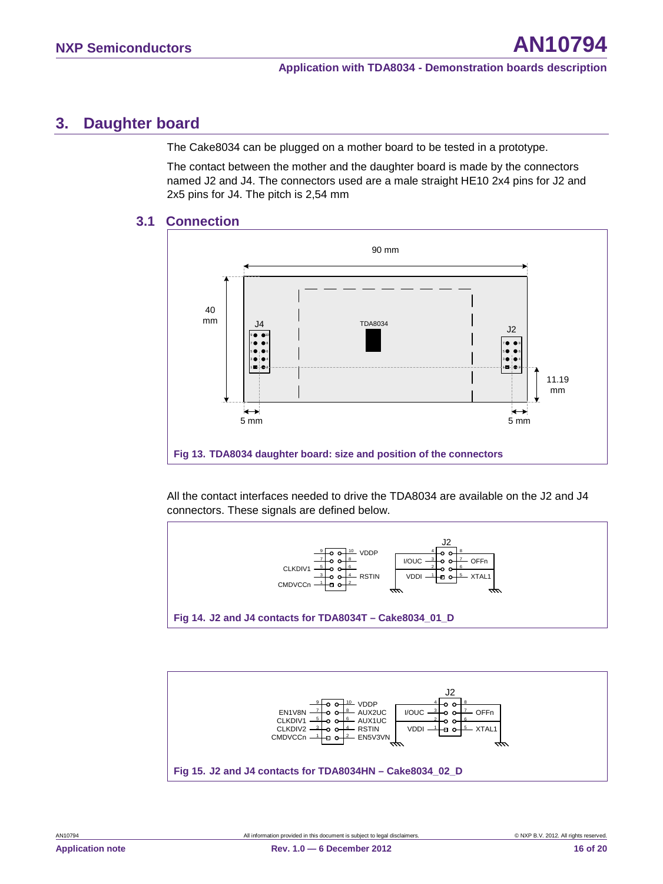## 3. Daughter board

The Cake8034 can be plugged on a mother board to be tested in a prototype.

The contact between the mother and the daughter board is made by the connectors named J2 and J4. The connectors used are a male straight HE10 2x4 pins for J2 and 2x5 pins for J4. The pitch is 2,54 mm

### 3.1 Connection

**Fig 13. TDA8034 daughter board: size and position of the connectors**

All the contact interfaces needed to drive the TDA8034 are available on the J2 and J4 connectors. These signals are defined below.

**Fig 14. J2 and J4 contacts for TDA8034T – Cake8034_01_D**

**Fig 15. J2 and J4 contacts for TDA8034HN – Cake8034_02_D**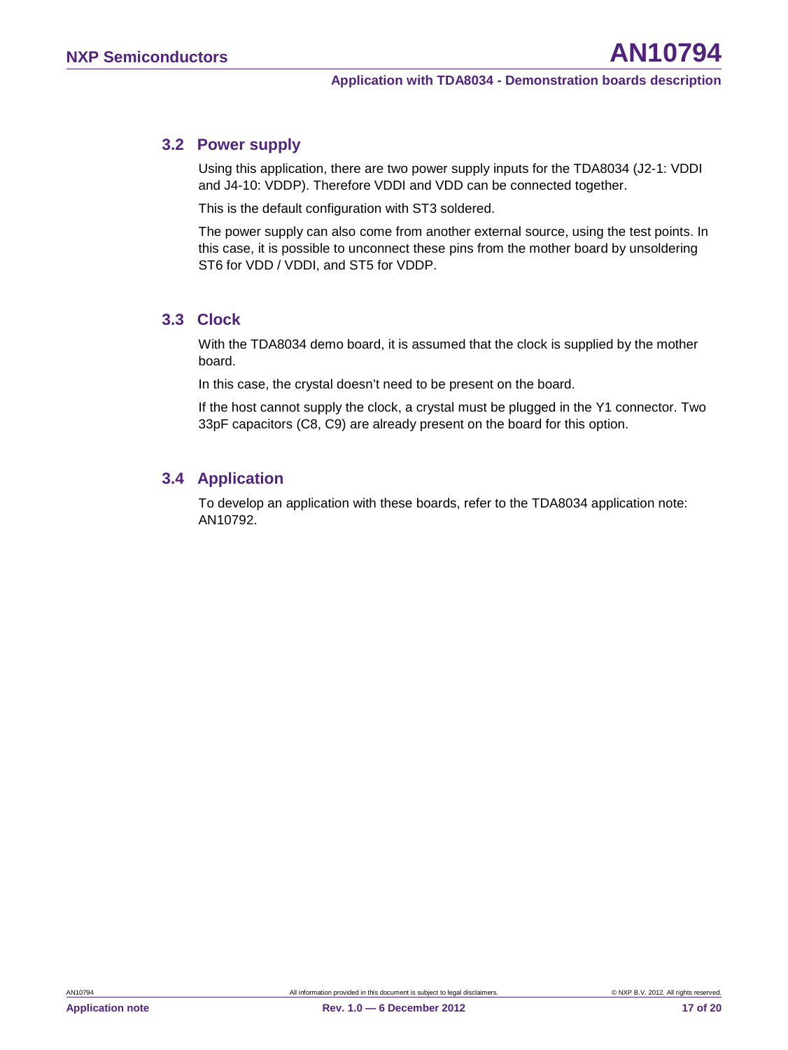## 3.2 Power supply

Using this application, there are two power supply inputs for the TDA8034 (J2-1: VDDI and J4-10: VDDP). Therefore VDDI and VDD can be connected together.

This is the default configuration with ST3 soldered.

The power supply can also come from another external source, using the test points. In this case, it is possible to unconnect these pins from the mother board by unsoldering ST6 for VDD / VDDI, and ST5 for VDDP.

## 3.3 Clock

With the TDA8034 demo board, it is assumed that the clock is supplied by the mother board.

In this case, the crystal doesn't need to be present on the board.

If the host cannot supply the clock, a crystal must be plugged in the Y1 connector. Two 33pF capacitors (C8, C9) are already present on the board for this option.

## 3.4 Application

To develop an application with these boards, refer to the TDA8034 application note: AN10792.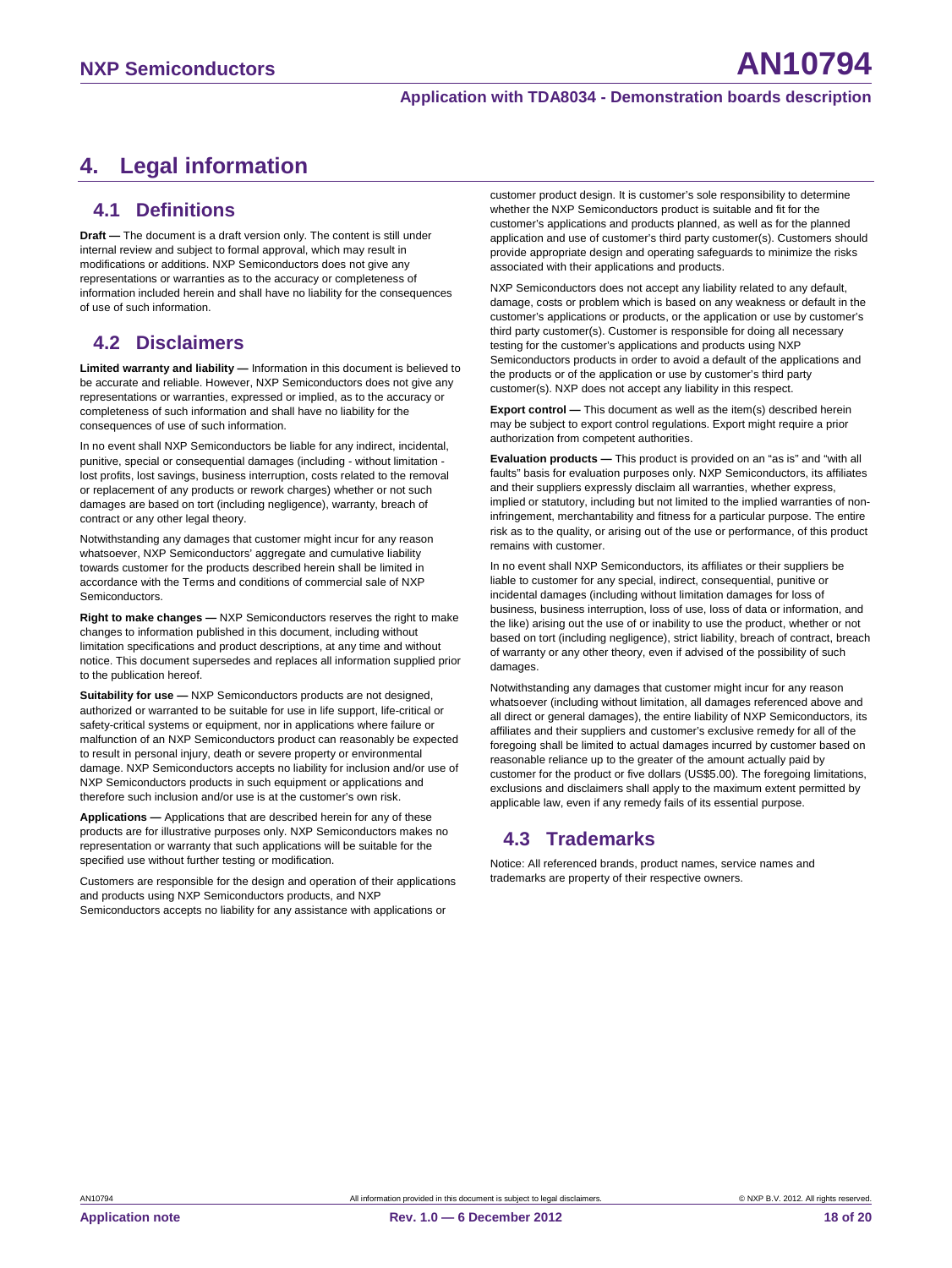# 4. Legal information

## 4.1 Definitions

**Draft —** The document is a draft version only. The content is still under internal review and subject to formal approval, which may result in modifications or additions. NXP Semiconductors does not give any representations or warranties as to the accuracy or completeness of information included herein and shall have no liability for the consequences of use of such information.

## 4.2 Disclaimers

**Limited warranty and liability —** Information in this document is believed to be accurate and reliable. However, NXP Semiconductors does not give any representations or warranties, expressed or implied, as to the accuracy or completeness of such information and shall have no liability for the consequences of use of such information.

In no event shall NXP Semiconductors be liable for any indirect, incidental, punitive, special or consequential damages (including - without limitation - lost profits, lost savings, business interruption, costs related to the removal or replacement of any products or rework charges) whether or not such damages are based on tort (including negligence), warranty, breach of contract or any other legal theory.

Notwithstanding any damages that customer might incur for any reason whatsoever, NXP Semiconductors' aggregate and cumulative liability towards customer for the products described herein shall be limited in accordance with the Terms and conditions of commercial sale of NXP Semiconductors.

**Right to make changes —** NXP Semiconductors reserves the right to make changes to information published in this document, including without limitation specifications and product descriptions, at any time and without notice. This document supersedes and replaces all information supplied prior to the publication hereof.

**Suitability for use —** NXP Semiconductors products are not designed, authorized or warranted to be suitable for use in life support, life-critical or safety-critical systems or equipment, nor in applications where failure or malfunction of an NXP Semiconductors product can reasonably be expected to result in personal injury, death or severe property or environmental damage. NXP Semiconductors accepts no liability for inclusion and/or use of NXP Semiconductors products in such equipment or applications and therefore such inclusion and/or use is at the customer's own risk.

**Applications —** Applications that are described herein for any of these products are for illustrative purposes only. NXP Semiconductors makes no representation or warranty that such applications will be suitable for the specified use without further testing or modification.

Customers are responsible for the design and operation of their applications and products using NXP Semiconductors products, and NXP Semiconductors accepts no liability for any assistance with applications or customer product design. It is customer's sole responsibility to determine whether the NXP Semiconductors product is suitable and fit for the customer's applications and products planned, as well as for the planned application and use of customer's third party customer(s). Customers should provide appropriate design and operating safeguards to minimize the risks associated with their applications and products.

NXP Semiconductors does not accept any liability related to any default, damage, costs or problem which is based on any weakness or default in the customer's applications or products, or the application or use by customer's third party customer(s). Customer is responsible for doing all necessary testing for the customer's applications and products using NXP Semiconductors products in order to avoid a default of the applications and the products or of the application or use by customer's third party customer(s). NXP does not accept any liability in this respect.

**Export control —** This document as well as the item(s) described herein may be subject to export control regulations. Export might require a prior authorization from competent authorities.

**Evaluation products —** This product is provided on an "as is" and "with all faults" basis for evaluation purposes only. NXP Semiconductors, its affiliates and their suppliers expressly disclaim all warranties, whether express, implied or statutory, including but not limited to the implied warranties of non-infringement, merchantability and fitness for a particular purpose. The entire risk as to the quality, or arising out of the use or performance, of this product remains with customer.

In no event shall NXP Semiconductors, its affiliates or their suppliers be liable to customer for any special, indirect, consequential, punitive or incidental damages (including without limitation damages for loss of business, business interruption, loss of use, loss of data or information, and the like) arising out the use of or inability to use the product, whether or not based on tort (including negligence), strict liability, breach of contract, breach of warranty or any other theory, even if advised of the possibility of such damages.

Notwithstanding any damages that customer might incur for any reason whatsoever (including without limitation, all damages referenced above and all direct or general damages), the entire liability of NXP Semiconductors, its affiliates and their suppliers and customer's exclusive remedy for all of the foregoing shall be limited to actual damages incurred by customer based on reasonable reliance up to the greater of the amount actually paid by customer for the product or five dollars (US$5.00). The foregoing limitations, exclusions and disclaimers shall apply to the maximum extent permitted by applicable law, even if any remedy fails of its essential purpose.

## 4.3 Trademarks

Notice: All referenced brands, product names, service names and trademarks are property of their respective owners.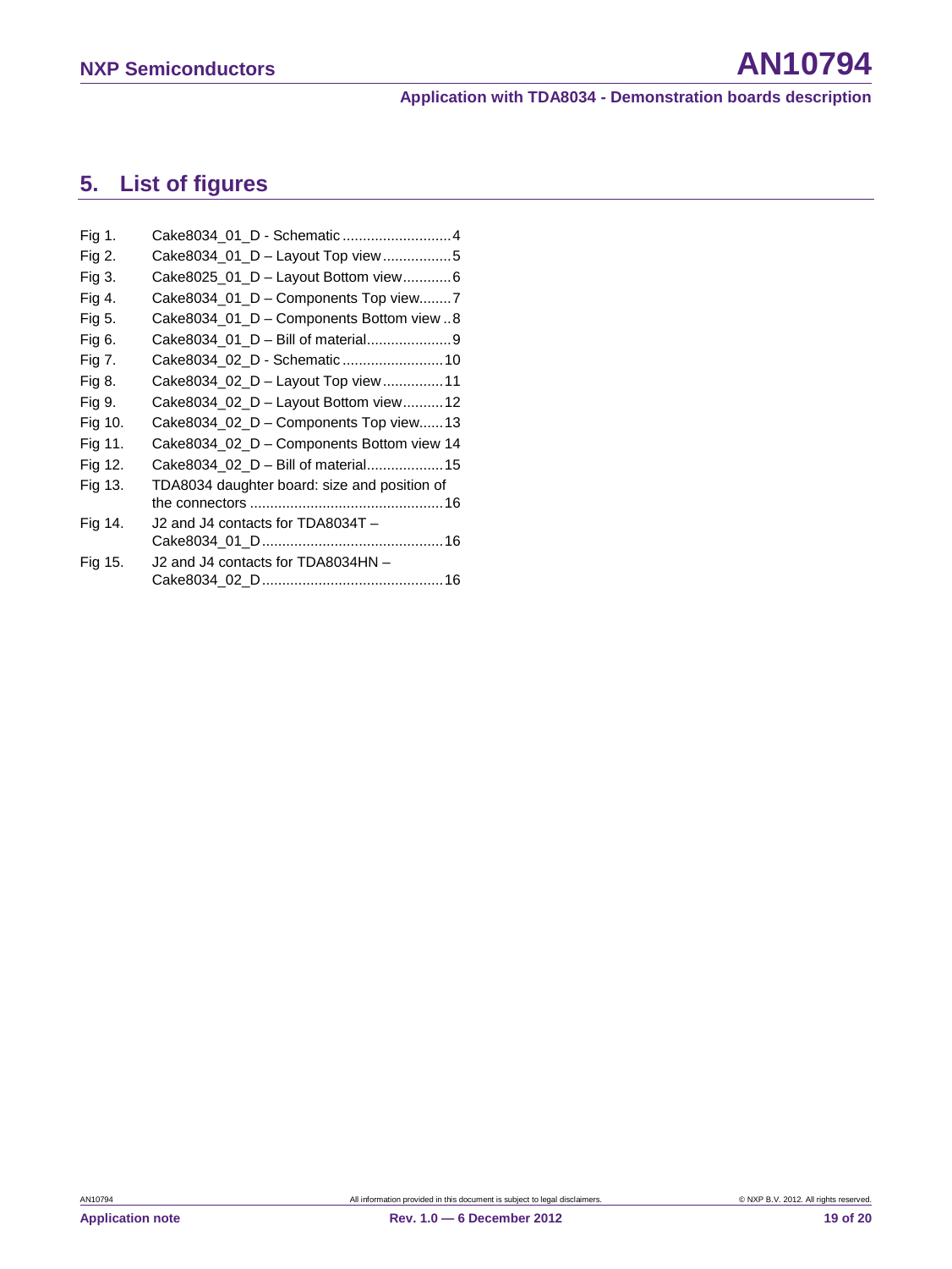## 5. List of figures

| | | |
|---|---|---|
| Fig 1. | Cake8034_01_D - Schematic | 4 |
| Fig 2. | Cake8034_01_D – Layout Top view | 5 |
| Fig 3. | Cake8025_01_D – Layout Bottom view | 6 |
| Fig 4. | Cake8034_01_D – Components Top view | 7 |
| Fig 5. | Cake8034_01_D – Components Bottom view | 8 |
| Fig 6. | Cake8034_01_D – Bill of material | 9 |
| Fig 7. | Cake8034_02_D - Schematic | 10 |
| Fig 8. | Cake8034_02_D – Layout Top view | 11 |
| Fig 9. | Cake8034_02_D – Layout Bottom view | 12 |
| Fig 10. | Cake8034_02_D – Components Top view | 13 |
| Fig 11. | Cake8034_02_D – Components Bottom view | 14 |
| Fig 12. | Cake8034_02_D – Bill of material | 15 |
| Fig 13. | TDA8034 daughter board: size and position of the connectors | 16 |
| Fig 14. | J2 and J4 contacts for TDA8034T – Cake8034_01_D | 16 |
| Fig 15. | J2 and J4 contacts for TDA8034HN – Cake8034_02_D | 16 |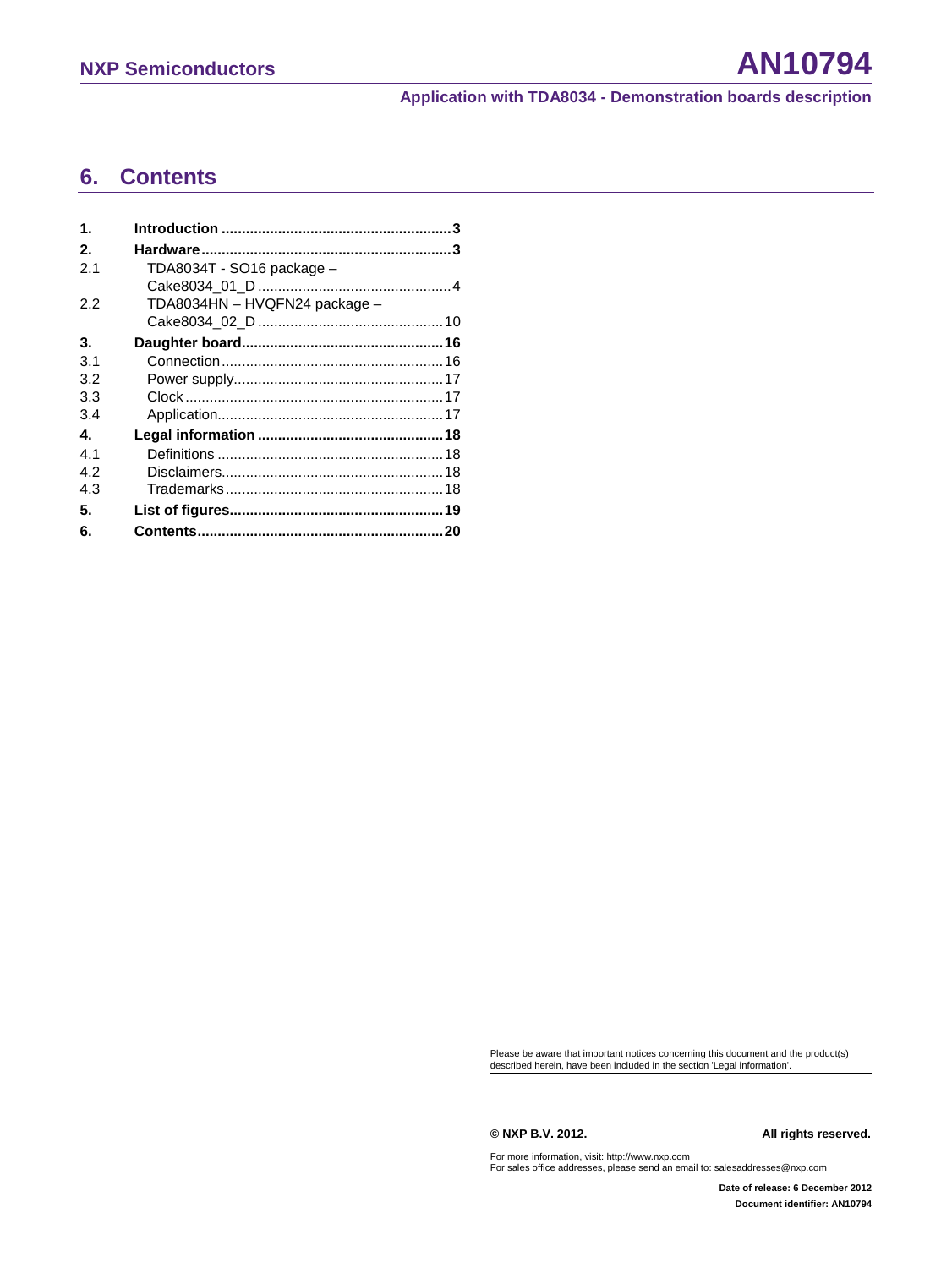## 6. Contents

| | | |
|---|---|---|
| **1.** | **Introduction** | **3** |
| **2.** | **Hardware** | **3** |
| 2.1 | TDA8034T - SO16 package – Cake8034_01_D | 4 |
| 2.2 | TDA8034HN – HVQFN24 package – Cake8034_02_D | 10 |
| **3.** | **Daughter board** | **16** |
| 3.1 | Connection | 16 |
| 3.2 | Power supply | 17 |
| 3.3 | Clock | 17 |
| 3.4 | Application | 17 |
| **4.** | **Legal information** | **18** |
| 4.1 | Definitions | 18 |
| 4.2 | Disclaimers | 18 |
| 4.3 | Trademarks | 18 |
| **5.** | **List of figures** | **19** |
| **6.** | **Contents** | **20** |

Please be aware that important notices concerning this document and the product(s) described herein, have been included in the section 'Legal information'.

**© NXP B.V. 2012. All rights reserved.**

For more information, visit: http://www.nxp.com
For sales office addresses, please send an email to: salesaddresses@nxp.com

**Date of release: 6 December 2012**
**Document identifier: AN10794**